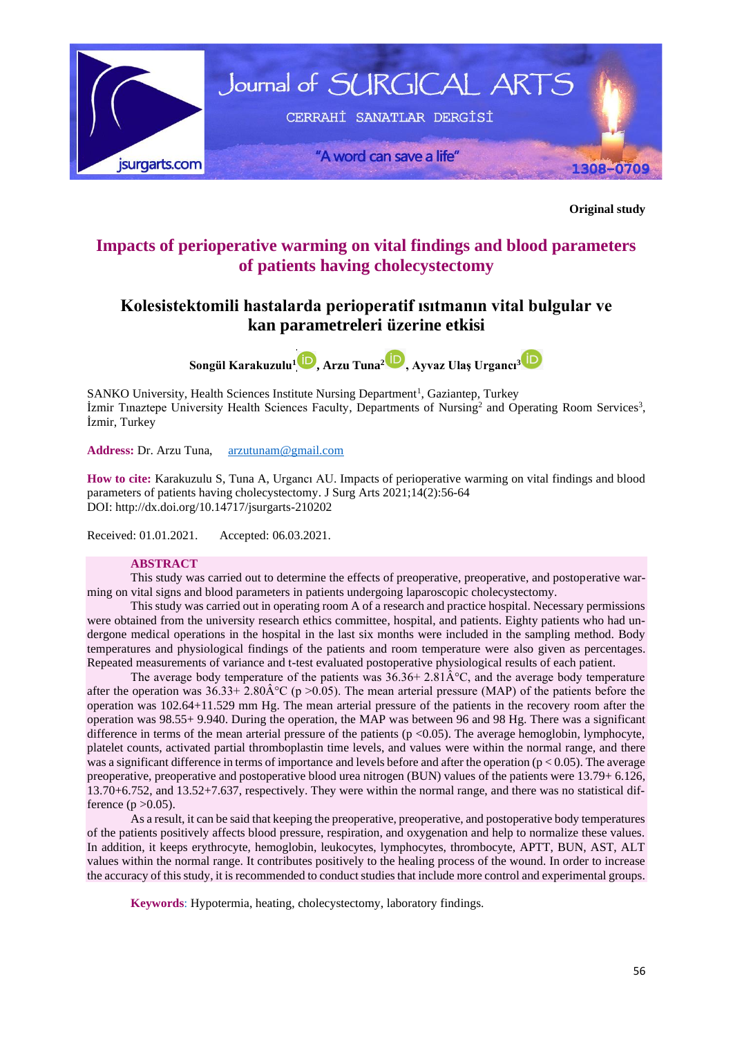**Original study**

# Impacts of perioperative warming on vital findings and blood parameters of patients having cholecystectomy

## Kolesistektomili hastalarda perioperatif ısıtmanın vital bulgular ve kan parametreleri üzerine etkisi

**Songül Karakuzulu[1], Arzu Tuna[2], Ayvaz Ulaş Urgancı[3]**

SANKO University, Health Sciences Institute Nursing Department[1], Gaziantep, Turkey
İzmir Tınaztepe University Health Sciences Faculty, Departments of Nursing[2] and Operating Room Services[3], İzmir, Turkey

**Address:** Dr. Arzu Tuna, arzutunam@gmail.com

**How to cite:** Karakuzulu S, Tuna A, Urgancı AU. Impacts of perioperative warming on vital findings and blood parameters of patients having cholecystectomy. J Surg Arts 2021;14(2):56-64
DOI: http://dx.doi.org/10.14717/jsurgarts-210202

Received: 01.01.2021. Accepted: 06.03.2021.

### ABSTRACT

This study was carried out to determine the effects of preoperative, preoperative, and postoperative warming on vital signs and blood parameters in patients undergoing laparoscopic cholecystectomy.

This study was carried out in operating room A of a research and practice hospital. Necessary permissions were obtained from the university research ethics committee, hospital, and patients. Eighty patients who had undergone medical operations in the hospital in the last six months were included in the sampling method. Body temperatures and physiological findings of the patients and room temperature were also given as percentages. Repeated measurements of variance and t-test evaluated postoperative physiological results of each patient.

The average body temperature of the patients was 36.36+ 2.81Â°C, and the average body temperature after the operation was 36.33+ 2.80Â°C ($p > 0.05$). The mean arterial pressure (MAP) of the patients before the operation was 102.64+11.529 mm Hg. The mean arterial pressure of the patients in the recovery room after the operation was 98.55+ 9.940. During the operation, the MAP was between 96 and 98 Hg. There was a significant difference in terms of the mean arterial pressure of the patients ($p < 0.05$). The average hemoglobin, lymphocyte, platelet counts, activated partial thromboplastin time levels, and values were within the normal range, and there was a significant difference in terms of importance and levels before and after the operation ($p < 0.05$). The average preoperative, preoperative and postoperative blood urea nitrogen (BUN) values of the patients were 13.79+ 6.126, 13.70+6.752, and 13.52+7.637, respectively. They were within the normal range, and there was no statistical difference ($p > 0.05$).

As a result, it can be said that keeping the preoperative, preoperative, and postoperative body temperatures of the patients positively affects blood pressure, respiration, and oxygenation and help to normalize these values. In addition, it keeps erythrocyte, hemoglobin, leukocytes, lymphocytes, thrombocyte, APTT, BUN, AST, ALT values within the normal range. It contributes positively to the healing process of the wound. In order to increase the accuracy of this study, it is recommended to conduct studies that include more control and experimental groups.

**Keywords**: Hypotermia, heating, cholecystectomy, laboratory findings.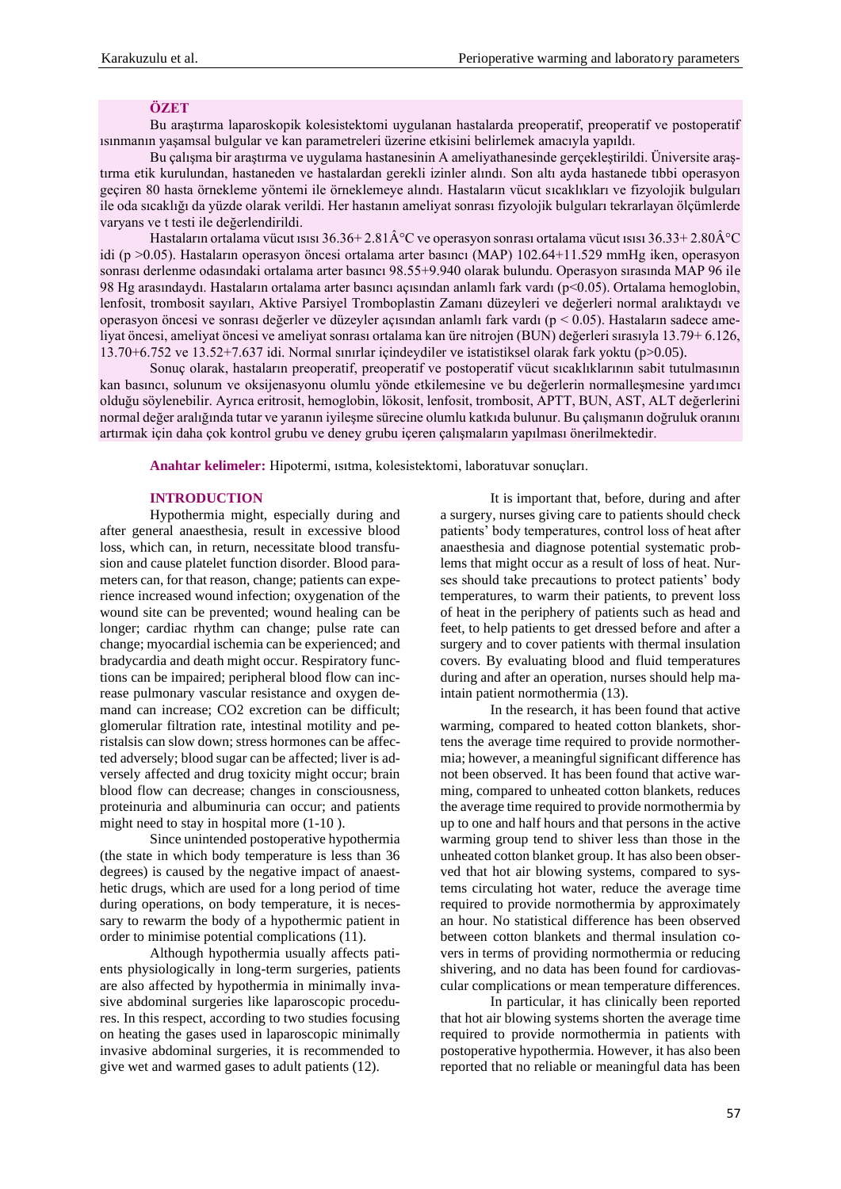## ÖZET

Bu araştırma laparoskopik kolesistektomi uygulanan hastalarda preoperatif, preoperatif ve postoperatif ısınmanın yaşamsal bulgular ve kan parametreleri üzerine etkisini belirlemek amacıyla yapıldı.

Bu çalışma bir araştırma ve uygulama hastanesinin A ameliyathanesinde gerçekleştirildi. Üniversite araştırma etik kurulundan, hastaneden ve hastalardan gerekli izinler alındı. Son altı ayda hastanede tıbbi operasyon geçiren 80 hasta örnekleme yöntemi ile örneklemeye alındı. Hastaların vücut sıcaklıkları ve fizyolojik bulguları ile oda sıcaklığı da yüzde olarak verildi. Her hastanın ameliyat sonrası fizyolojik bulguları tekrarlayan ölçümlerde varyans ve t testi ile değerlendirildi.

Hastaların ortalama vücut ısısı 36.36+ 2.81Â°C ve operasyon sonrası ortalama vücut ısısı 36.33+ 2.80Â°C idi ($p > 0.05$). Hastaların operasyon öncesi ortalama arter basıncı (MAP) 102.64+11.529 mmHg iken, operasyon sonrası derlenme odasındaki ortalama arter basıncı 98.55+9.940 olarak bulundu. Operasyon sırasında MAP 96 ile 98 Hg arasındaydı. Hastaların ortalama arter basıncı açısından anlamlı fark vardı ($p<0.05$). Ortalama hemoglobin, lenfosit, trombosit sayıları, Aktive Parsiyel Tromboplastin Zamanı düzeyleri ve değerleri normal aralıktaydı ve operasyon öncesi ve sonrası değerler ve düzeyler açısından anlamlı fark vardı ($p < 0.05$). Hastaların sadece ameliyat öncesi, ameliyat öncesi ve ameliyat sonrası ortalama kan üre nitrojen (BUN) değerleri sırasıyla 13.79+ 6.126, 13.70+6.752 ve 13.52+7.637 idi. Normal sınırlar içindeydiler ve istatistiksel olarak fark yoktu ($p>0.05$).

Sonuç olarak, hastaların preoperatif, preoperatif ve postoperatif vücut sıcaklıklarının sabit tutulmasının kan basıncı, solunum ve oksijenasyonu olumlu yönde etkilemesine ve bu değerlerin normalleşmesine yardımcı olduğu söylenebilir. Ayrıca eritrosit, hemoglobin, lökosit, lenfosit, trombosit, APTT, BUN, AST, ALT değerlerini normal değer aralığında tutar ve yaranın iyileşme sürecine olumlu katkıda bulunur. Bu çalışmanın doğruluk oranını artırmak için daha çok kontrol grubu ve deney grubu içeren çalışmaların yapılması önerilmektedir.

**Anahtar kelimeler:** Hipotermi, ısıtma, kolesistektomi, laboratuvar sonuçları.

## INTRODUCTION

Hypothermia might, especially during and after general anaesthesia, result in excessive blood loss, which can, in return, necessitate blood transfusion and cause platelet function disorder. Blood parameters can, for that reason, change; patients can experience increased wound infection; oxygenation of the wound site can be prevented; wound healing can be longer; cardiac rhythm can change; pulse rate can change; myocardial ischemia can be experienced; and bradycardia and death might occur. Respiratory functions can be impaired; peripheral blood flow can increase pulmonary vascular resistance and oxygen demand can increase; $CO_2$ excretion can be difficult; glomerular filtration rate, intestinal motility and peristalsis can slow down; stress hormones can be affected adversely; blood sugar can be affected; liver is adversely affected and drug toxicity might occur; brain blood flow can decrease; changes in consciousness, proteinuria and albuminuria can occur; and patients might need to stay in hospital more (1-10 ).

Since unintended postoperative hypothermia (the state in which body temperature is less than 36 degrees) is caused by the negative impact of anaesthetic drugs, which are used for a long period of time during operations, on body temperature, it is necessary to rewarm the body of a hypothermic patient in order to minimise potential complications (11).

Although hypothermia usually affects patients physiologically in long-term surgeries, patients are also affected by hypothermia in minimally invasive abdominal surgeries like laparoscopic procedures. In this respect, according to two studies focusing on heating the gases used in laparoscopic minimally invasive abdominal surgeries, it is recommended to give wet and warmed gases to adult patients (12).

It is important that, before, during and after a surgery, nurses giving care to patients should check patients' body temperatures, control loss of heat after anaesthesia and diagnose potential systematic problems that might occur as a result of loss of heat. Nurses should take precautions to protect patients' body temperatures, to warm their patients, to prevent loss of heat in the periphery of patients such as head and feet, to help patients to get dressed before and after a surgery and to cover patients with thermal insulation covers. By evaluating blood and fluid temperatures during and after an operation, nurses should help maintain patient normothermia (13).

In the research, it has been found that active warming, compared to heated cotton blankets, shortens the average time required to provide normothermia; however, a meaningful significant difference has not been observed. It has been found that active warming, compared to unheated cotton blankets, reduces the average time required to provide normothermia by up to one and half hours and that persons in the active warming group tend to shiver less than those in the unheated cotton blanket group. It has also been observed that hot air blowing systems, compared to systems circulating hot water, reduce the average time required to provide normothermia by approximately an hour. No statistical difference has been observed between cotton blankets and thermal insulation covers in terms of providing normothermia or reducing shivering, and no data has been found for cardiovascular complications or mean temperature differences.

In particular, it has clinically been reported that hot air blowing systems shorten the average time required to provide normothermia in patients with postoperative hypothermia. However, it has also been reported that no reliable or meaningful data has been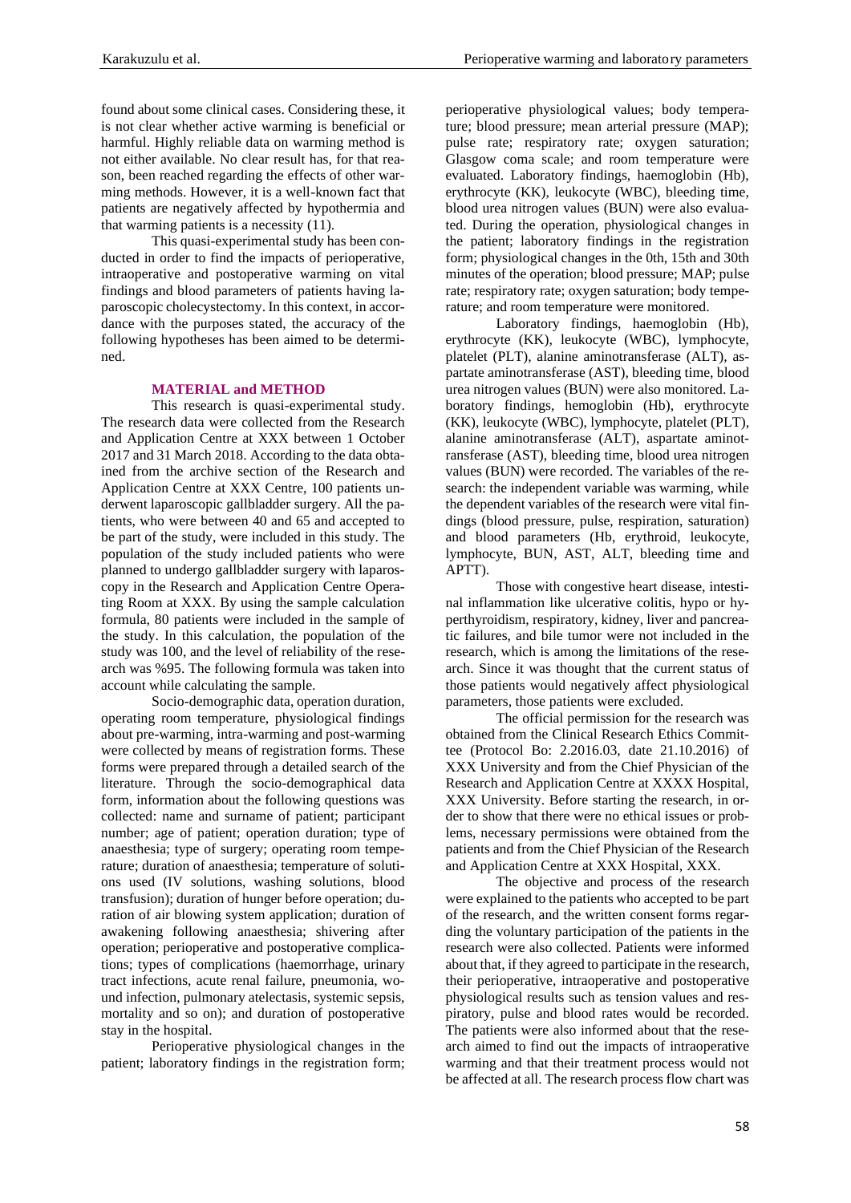found about some clinical cases. Considering these, it is not clear whether active warming is beneficial or harmful. Highly reliable data on warming method is not either available. No clear result has, for that reason, been reached regarding the effects of other warming methods. However, it is a well-known fact that patients are negatively affected by hypothermia and that warming patients is a necessity (11).

This quasi-experimental study has been conducted in order to find the impacts of perioperative, intraoperative and postoperative warming on vital findings and blood parameters of patients having laparoscopic cholecystectomy. In this context, in accordance with the purposes stated, the accuracy of the following hypotheses has been aimed to be determined.

## MATERIAL and METHOD

This research is quasi-experimental study. The research data were collected from the Research and Application Centre at XXX between 1 October 2017 and 31 March 2018. According to the data obtained from the archive section of the Research and Application Centre at XXX Centre, 100 patients underwent laparoscopic gallbladder surgery. All the patients, who were between 40 and 65 and accepted to be part of the study, were included in this study. The population of the study included patients who were planned to undergo gallbladder surgery with laparoscopy in the Research and Application Centre Operating Room at XXX. By using the sample calculation formula, 80 patients were included in the sample of the study. In this calculation, the population of the study was 100, and the level of reliability of the research was %95. The following formula was taken into account while calculating the sample.

Socio-demographic data, operation duration, operating room temperature, physiological findings about pre-warming, intra-warming and post-warming were collected by means of registration forms. These forms were prepared through a detailed search of the literature. Through the socio-demographical data form, information about the following questions was collected: name and surname of patient; participant number; age of patient; operation duration; type of anaesthesia; type of surgery; operating room temperature; duration of anaesthesia; temperature of solutions used (IV solutions, washing solutions, blood transfusion); duration of hunger before operation; duration of air blowing system application; duration of awakening following anaesthesia; shivering after operation; perioperative and postoperative complications; types of complications (haemorrhage, urinary tract infections, acute renal failure, pneumonia, wound infection, pulmonary atelectasis, systemic sepsis, mortality and so on); and duration of postoperative stay in the hospital.

Perioperative physiological changes in the patient; laboratory findings in the registration form; perioperative physiological values; body temperature; blood pressure; mean arterial pressure (MAP); pulse rate; respiratory rate; oxygen saturation; Glasgow coma scale; and room temperature were evaluated. Laboratory findings, haemoglobin (Hb), erythrocyte (KK), leukocyte (WBC), bleeding time, blood urea nitrogen values (BUN) were also evaluated. During the operation, physiological changes in the patient; laboratory findings in the registration form; physiological changes in the 0th, 15th and 30th minutes of the operation; blood pressure; MAP; pulse rate; respiratory rate; oxygen saturation; body temperature; and room temperature were monitored.

Laboratory findings, haemoglobin (Hb), erythrocyte (KK), leukocyte (WBC), lymphocyte, platelet (PLT), alanine aminotransferase (ALT), aspartate aminotransferase (AST), bleeding time, blood urea nitrogen values (BUN) were also monitored. Laboratory findings, hemoglobin (Hb), erythrocyte (KK), leukocyte (WBC), lymphocyte, platelet (PLT), alanine aminotransferase (ALT), aspartate aminotransferase (AST), bleeding time, blood urea nitrogen values (BUN) were recorded. The variables of the research: the independent variable was warming, while the dependent variables of the research were vital findings (blood pressure, pulse, respiration, saturation) and blood parameters (Hb, erythroid, leukocyte, lymphocyte, BUN, AST, ALT, bleeding time and APTT).

Those with congestive heart disease, intestinal inflammation like ulcerative colitis, hypo or hyperthyroidism, respiratory, kidney, liver and pancreatic failures, and bile tumor were not included in the research, which is among the limitations of the research. Since it was thought that the current status of those patients would negatively affect physiological parameters, those patients were excluded.

The official permission for the research was obtained from the Clinical Research Ethics Committee (Protocol Bo: 2.2016.03, date 21.10.2016) of XXX University and from the Chief Physician of the Research and Application Centre at XXXX Hospital, XXX University. Before starting the research, in order to show that there were no ethical issues or problems, necessary permissions were obtained from the patients and from the Chief Physician of the Research and Application Centre at XXX Hospital, XXX.

The objective and process of the research were explained to the patients who accepted to be part of the research, and the written consent forms regarding the voluntary participation of the patients in the research were also collected. Patients were informed about that, if they agreed to participate in the research, their perioperative, intraoperative and postoperative physiological results such as tension values and respiratory, pulse and blood rates would be recorded. The patients were also informed about that the research aimed to find out the impacts of intraoperative warming and that their treatment process would not be affected at all. The research process flow chart was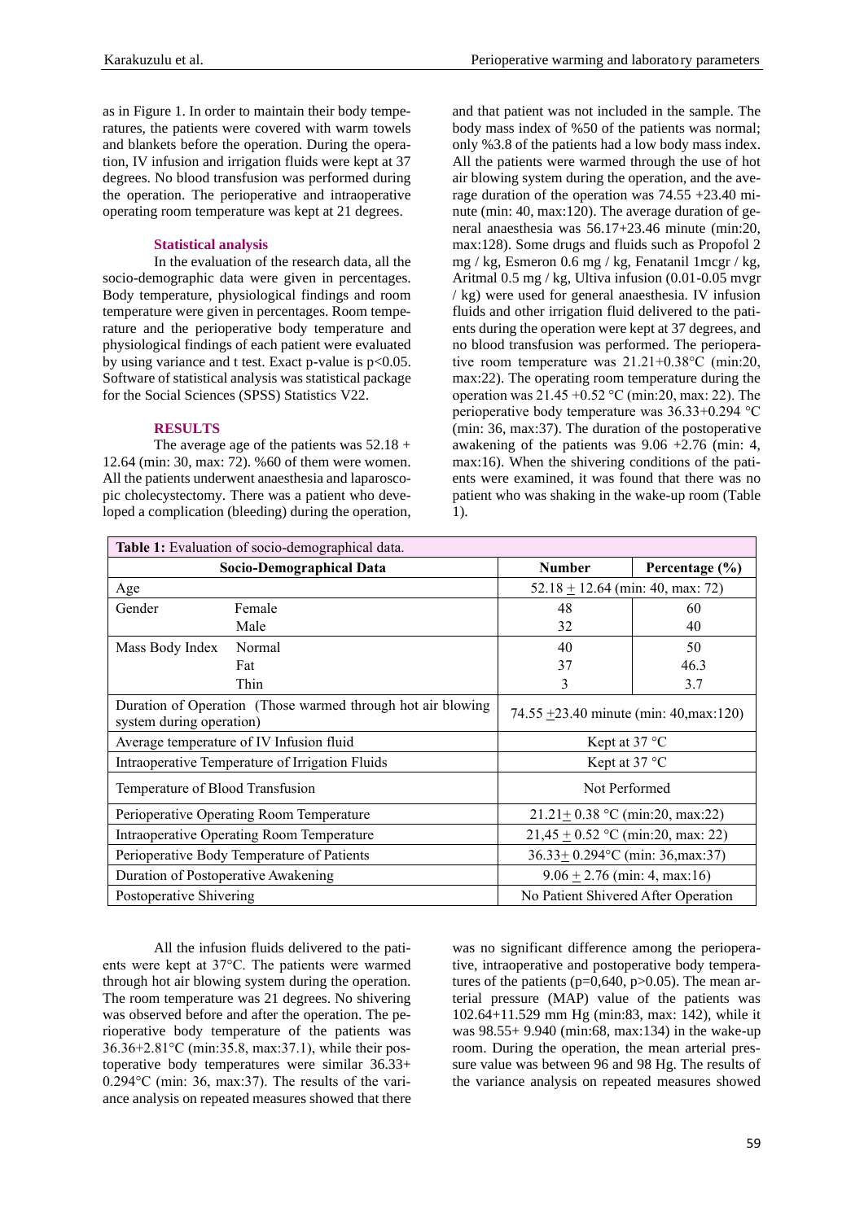as in Figure 1. In order to maintain their body temperatures, the patients were covered with warm towels and blankets before the operation. During the operation, IV infusion and irrigation fluids were kept at 37 degrees. No blood transfusion was performed during the operation. The perioperative and intraoperative operating room temperature was kept at 21 degrees.

### Statistical analysis

In the evaluation of the research data, all the socio-demographic data were given in percentages. Body temperature, physiological findings and room temperature were given in percentages. Room temperature and the perioperative body temperature and physiological findings of each patient were evaluated by using variance and t test. Exact p-value is $p<0.05$. Software of statistical analysis was statistical package for the Social Sciences (SPSS) Statistics V22.

## RESULTS

The average age of the patients was 52.18 + 12.64 (min: 30, max: 72). %60 of them were women. All the patients underwent anaesthesia and laparoscopic cholecystectomy. There was a patient who developed a complication (bleeding) during the operation, and that patient was not included in the sample. The body mass index of %50 of the patients was normal; only %3.8 of the patients had a low body mass index. All the patients were warmed through the use of hot air blowing system during the operation, and the average duration of the operation was 74.55 +23.40 minute (min: 40, max:120). The average duration of general anaesthesia was 56.17+23.46 minute (min:20, max:128). Some drugs and fluids such as Propofol 2 mg / kg, Esmeron 0.6 mg / kg, Fenatanil 1mcgr / kg, Aritmal 0.5 mg / kg, Ultiva infusion (0.01-0.05 mvgr / kg) were used for general anaesthesia. IV infusion fluids and other irrigation fluid delivered to the patients during the operation were kept at 37 degrees, and no blood transfusion was performed. The perioperative room temperature was 21.21+0.38°C (min:20, max:22). The operating room temperature during the operation was 21.45 +0.52 °C (min:20, max: 22). The perioperative body temperature was 36.33+0.294 °C (min: 36, max:37). The duration of the postoperative awakening of the patients was 9.06 +2.76 (min: 4, max:16). When the shivering conditions of the patients were examined, it was found that there was no patient who was shaking in the wake-up room (Table 1).

**Table 1:** Evaluation of socio-demographical data.

| Socio-Demographical Data | | Number | Percentage (%) |
|---|---|---|---|
| Age | | 52.18 ± 12.64 (min: 40, max: 72) | |
| Gender | Female | 48 | 60 |
| | Male | 32 | 40 |
| Mass Body Index | Normal | 40 | 50 |
| | Fat | 37 | 46.3 |
| | Thin | 3 | 3.7 |
| Duration of Operation (Those warmed through hot air blowing system during operation) | | 74.55 ±23.40 minute (min: 40,max:120) | |
| Average temperature of IV Infusion fluid | | Kept at 37 °C | |
| Intraoperative Temperature of Irrigation Fluids | | Kept at 37 °C | |
| Temperature of Blood Transfusion | | Not Performed | |
| Perioperative Operating Room Temperature | | 21.21± 0.38 °C (min:20, max:22) | |
| Intraoperative Operating Room Temperature | | 21,45 ± 0.52 °C (min:20, max: 22) | |
| Perioperative Body Temperature of Patients | | 36.33± 0.294°C (min: 36,max:37) | |
| Duration of Postoperative Awakening | | 9.06 ± 2.76 (min: 4, max:16) | |
| Postoperative Shivering | | No Patient Shivered After Operation | |

All the infusion fluids delivered to the patients were kept at 37°C. The patients were warmed through hot air blowing system during the operation. The room temperature was 21 degrees. No shivering was observed before and after the operation. The perioperative body temperature of the patients was 36.36+2.81°C (min:35.8, max:37.1), while their postoperative body temperatures were similar 36.33+ 0.294°C (min: 36, max:37). The results of the variance analysis on repeated measures showed that there was no significant difference among the perioperative, intraoperative and postoperative body temperatures of the patients ($p=0,640$, $p>0.05$). The mean arterial pressure (MAP) value of the patients was 102.64+11.529 mm Hg (min:83, max: 142), while it was 98.55+ 9.940 (min:68, max:134) in the wake-up room. During the operation, the mean arterial pressure value was between 96 and 98 Hg. The results of the variance analysis on repeated measures showed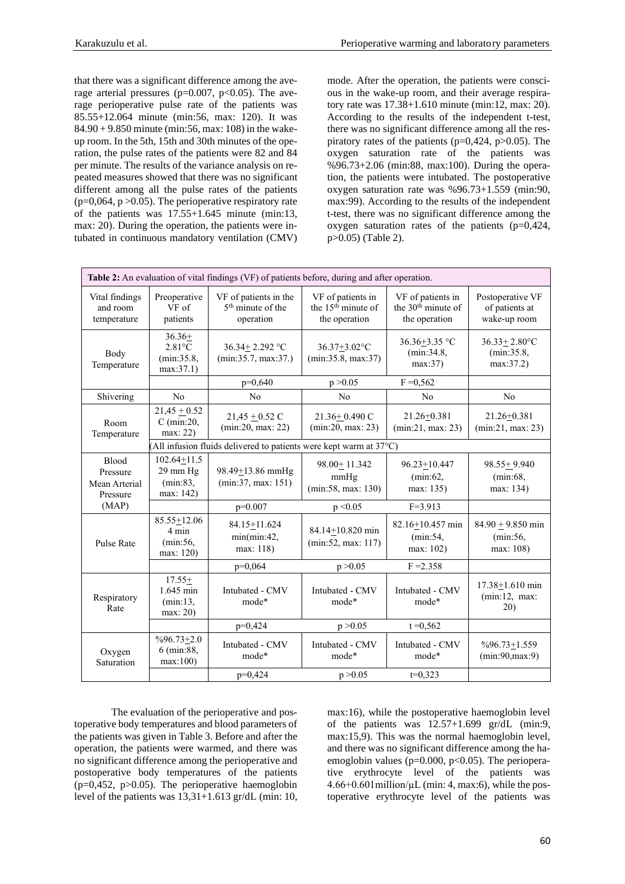that there was a significant difference among the average arterial pressures ($p=0.007$, $p<0.05$). The average perioperative pulse rate of the patients was 85.55+12.064 minute (min:56, max: 120). It was 84.90 + 9.850 minute (min:56, max: 108) in the wake-up room. In the 5th, 15th and 30th minutes of the operation, the pulse rates of the patients were 82 and 84 per minute. The results of the variance analysis on repeated measures showed that there was no significant different among all the pulse rates of the patients ($p=0,064$, $p>0.05$). The perioperative respiratory rate of the patients was 17.55+1.645 minute (min:13, max: 20). During the operation, the patients were intubated in continuous mandatory ventilation (CMV) mode. After the operation, the patients were conscious in the wake-up room, and their average respiratory rate was 17.38+1.610 minute (min:12, max: 20). According to the results of the independent t-test, there was no significant difference among all the respiratory rates of the patients ($p=0,424$, $p>0.05$). The oxygen saturation rate of the patients was %96.73+2.06 (min:88, max:100). During the operation, the patients were intubated. The postoperative oxygen saturation rate was %96.73+1.559 (min:90, max:99). According to the results of the independent t-test, there was no significant difference among the oxygen saturation rates of the patients ($p=0,424$, $p>0.05$) (Table 2).

**Table 2:** An evaluation of vital findings (VF) of patients before, during and after operation.

| Vital findings and room temperature | Preoperative VF of patients | VF of patients in the 5th minute of the operation | VF of patients in the 15th minute of the operation | VF of patients in the 30th minute of the operation | Postoperative VF of patients at wake-up room |
|---|---|---|---|---|---|
| Body Temperature | 36.36± 2.81°C (min:35.8, max:37.1) | 36.34± 2.292 °C (min:35.7, max:37.) | 36.37±3.02°C (min:35.8, max:37) | 36.36±3.35 °C (min:34.8, max:37) | 36.33± 2.80°C (min:35.8, max:37.2) |
| | | p=0,640 | p >0.05 | F =0,562 | |
| Shivering | No | No | No | No | No |
| Room Temperature | 21,45 ± 0.52 C (min:20, max: 22) | 21,45 ± 0.52 C (min:20, max: 22) | 21.36± 0.490 C (min:20, max: 23) | 21.26±0.381 (min:21, max: 23) | 21.26±0.381 (min:21, max: 23) |
| | (All infusion fluids delivered to patients were kept warm at 37°C) | | | | |
| Blood Pressure Mean Arterial Pressure (MAP) | 102.64±11.529 mm Hg (min:83, max: 142) | 98.49±13.86 mmHg (min:37, max: 151) | 98.00± 11.342 mmHg (min:58, max: 130) | 96.23±10.447 (min:62, max: 135) | 98.55± 9.940 (min:68, max: 134) |
| | | p=0.007 | p <0.05 | F=3.913 | |
| Pulse Rate | 85.55±12.064 min (min:56, max: 120) | 84.15±11.624 min(min:42, max: 118) | 84.14±10.820 min (min:52, max: 117) | 82.16±10.457 min (min:54, max: 102) | 84.90 ± 9.850 min (min:56, max: 108) |
| | | p=0,064 | p >0.05 | F =2.358 | |
| Respiratory Rate | 17.55± 1.645 min (min:13, max: 20) | Intubated - CMV mode* | Intubated - CMV mode* | Intubated - CMV mode* | 17.38±1.610 min (min:12, max: 20) |
| | | p=0,424 | p >0.05 | t =0,562 | |
| Oxygen Saturation | %96.73±2.06 (min:88, max:100) | Intubated - CMV mode* | Intubated - CMV mode* | Intubated - CMV mode* | %96.73±1.559 (min:90,max:9) |
| | | p=0,424 | p >0.05 | t=0,323 | |

The evaluation of the perioperative and postoperative body temperatures and blood parameters of the patients was given in Table 3. Before and after the operation, the patients were warmed, and there was no significant difference among the perioperative and postoperative body temperatures of the patients ($p=0,452$, $p>0.05$). The perioperative haemoglobin level of the patients was 13,31+1.613 gr/dL (min: 10, max:16), while the postoperative haemoglobin level of the patients was 12.57+1.699 gr/dL (min:9, max:15,9). This was the normal haemoglobin level, and there was no significant difference among the haemoglobin values ($p=0.000$, $p<0.05$). The perioperative erythrocyte level of the patients was 4.66+0.601million/μL (min: 4, max:6), while the postoperative erythrocyte level of the patients was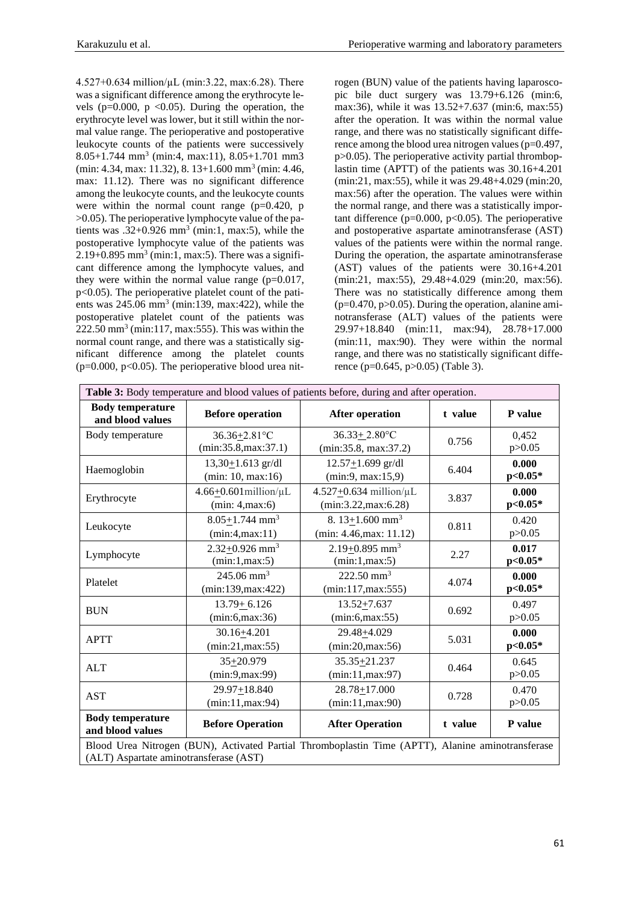4.527+0.634 million/μL (min:3.22, max:6.28). There was a significant difference among the erythrocyte levels (p=0.000, p <0.05). During the operation, the erythrocyte level was lower, but it still within the normal value range. The perioperative and postoperative leukocyte counts of the patients were successively 8.05+1.744 mm$^3$ (min:4, max:11), 8.05+1.701 mm3 (min: 4.34, max: 11.32), 8. 13+1.600 mm$^3$ (min: 4.46, max: 11.12). There was no significant difference among the leukocyte counts, and the leukocyte counts were within the normal count range (p=0.420, p >0.05). The perioperative lymphocyte value of the patients was .32+0.926 mm$^3$ (min:1, max:5), while the postoperative lymphocyte value of the patients was 2.19+0.895 mm$^3$ (min:1, max:5). There was a significant difference among the lymphocyte values, and they were within the normal value range (p=0.017, p<0.05). The perioperative platelet count of the patients was 245.06 mm$^3$ (min:139, max:422), while the postoperative platelet count of the patients was 222.50 mm$^3$ (min:117, max:555). This was within the normal count range, and there was a statistically significant difference among the platelet counts (p=0.000, p<0.05). The perioperative blood urea nitrogen (BUN) value of the patients having laparoscopic bile duct surgery was 13.79+6.126 (min:6, max:36), while it was 13.52+7.637 (min:6, max:55) after the operation. It was within the normal value range, and there was no statistically significant difference among the blood urea nitrogen values (p=0.497, p>0.05). The perioperative activity partial thromboplastin time (APTT) of the patients was 30.16+4.201 (min:21, max:55), while it was 29.48+4.029 (min:20, max:56) after the operation. The values were within the normal range, and there was a statistically important difference (p=0.000, p<0.05). The perioperative and postoperative aspartate aminotransferase (AST) values of the patients were within the normal range. During the operation, the aspartate aminotransferase (AST) values of the patients were 30.16+4.201 (min:21, max:55), 29.48+4.029 (min:20, max:56). There was no statistically difference among them (p=0.470, p>0.05). During the operation, alanine aminotransferase (ALT) values of the patients were 29.97+18.840 (min:11, max:94), 28.78+17.000 (min:11, max:90). They were within the normal range, and there was no statistically significant difference (p=0.645, p>0.05) (Table 3).

**Table 3:** Body temperature and blood values of patients before, during and after operation.

| Body temperature and blood values | Before operation | After operation | t value | P value |
|---|---|---|---|---|
| Body temperature | 36.36±2.81°C (min:35.8,max:37.1) | 36.33± 2.80°C (min:35.8, max:37.2) | 0.756 | 0,452 p>0.05 |
| Haemoglobin | 13,30±1.613 gr/dl (min: 10, max:16) | 12.57±1.699 gr/dl (min:9, max:15,9) | 6.404 | **0.000 p<0.05*** |
| Erythrocyte | 4.66±0.601million/μL (min: 4,max:6) | 4.527±0.634 million/μL (min:3.22,max:6.28) | 3.837 | **0.000 p<0.05*** |
| Leukocyte | 8.05±1.744 mm$^3$ (min:4,max:11) | 8. 13±1.600 mm$^3$ (min: 4.46,max: 11.12) | 0.811 | 0.420 p>0.05 |
| Lymphocyte | 2.32±0.926 mm$^3$ (min:1,max:5) | 2.19±0.895 mm$^3$ (min:1,max:5) | 2.27 | **0.017 p<0.05*** |
| Platelet | 245.06 mm$^3$ (min:139,max:422) | 222.50 mm$^3$ (min:117,max:555) | 4.074 | **0.000 p<0.05*** |
| BUN | 13.79± 6.126 (min:6,max:36) | 13.52±7.637 (min:6,max:55) | 0.692 | 0.497 p>0.05 |
| APTT | 30.16±4.201 (min:21,max:55) | 29.48±4.029 (min:20,max:56) | 5.031 | **0.000 p<0.05*** |
| ALT | 35±20.979 (min:9,max:99) | 35.35±21.237 (min:11,max:97) | 0.464 | 0.645 p>0.05 |
| AST | 29.97±18.840 (min:11,max:94) | 28.78±17.000 (min:11,max:90) | 0.728 | 0.470 p>0.05 |
| **Body temperature and blood values** | **Before Operation** | **After Operation** | **t value** | **P value** |

Blood Urea Nitrogen (BUN), Activated Partial Thromboplastin Time (APTT), Alanine aminotransferase (ALT) Aspartate aminotransferase (AST)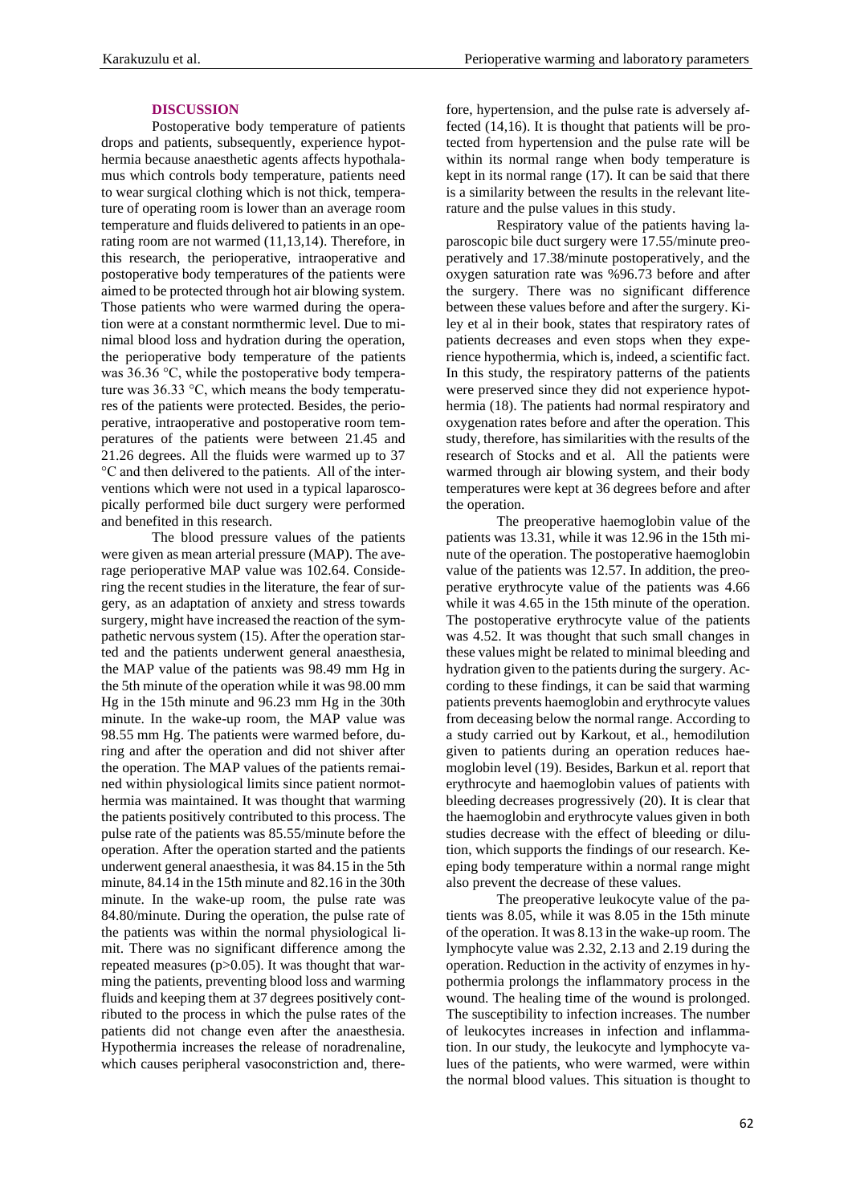## DISCUSSION

Postoperative body temperature of patients drops and patients, subsequently, experience hypothermia because anaesthetic agents affects hypothalamus which controls body temperature, patients need to wear surgical clothing which is not thick, temperature of operating room is lower than an average room temperature and fluids delivered to patients in an operating room are not warmed (11,13,14). Therefore, in this research, the perioperative, intraoperative and postoperative body temperatures of the patients were aimed to be protected through hot air blowing system. Those patients who were warmed during the operation were at a constant normthermic level. Due to minimal blood loss and hydration during the operation, the perioperative body temperature of the patients was 36.36 °C, while the postoperative body temperature was 36.33 °C, which means the body temperatures of the patients were protected. Besides, the perioperative, intraoperative and postoperative room temperatures of the patients were between 21.45 and 21.26 degrees. All the fluids were warmed up to 37 °C and then delivered to the patients. All of the interventions which were not used in a typical laparoscopically performed bile duct surgery were performed and benefited in this research.

The blood pressure values of the patients were given as mean arterial pressure (MAP). The average perioperative MAP value was 102.64. Considering the recent studies in the literature, the fear of surgery, as an adaptation of anxiety and stress towards surgery, might have increased the reaction of the sympathetic nervous system (15). After the operation started and the patients underwent general anaesthesia, the MAP value of the patients was 98.49 mm Hg in the 5th minute of the operation while it was 98.00 mm Hg in the 15th minute and 96.23 mm Hg in the 30th minute. In the wake-up room, the MAP value was 98.55 mm Hg. The patients were warmed before, during and after the operation and did not shiver after the operation. The MAP values of the patients remained within physiological limits since patient normothermia was maintained. It was thought that warming the patients positively contributed to this process. The pulse rate of the patients was 85.55/minute before the operation. After the operation started and the patients underwent general anaesthesia, it was 84.15 in the 5th minute, 84.14 in the 15th minute and 82.16 in the 30th minute. In the wake-up room, the pulse rate was 84.80/minute. During the operation, the pulse rate of the patients was within the normal physiological limit. There was no significant difference among the repeated measures ($p>0.05$). It was thought that warming the patients, preventing blood loss and warming fluids and keeping them at 37 degrees positively contributed to the process in which the pulse rates of the patients did not change even after the anaesthesia. Hypothermia increases the release of noradrenaline, which causes peripheral vasoconstriction and, therefore, hypertension, and the pulse rate is adversely affected (14,16). It is thought that patients will be protected from hypertension and the pulse rate will be within its normal range when body temperature is kept in its normal range (17). It can be said that there is a similarity between the results in the relevant literature and the pulse values in this study.

Respiratory value of the patients having laparoscopic bile duct surgery were 17.55/minute preoperatively and 17.38/minute postoperatively, and the oxygen saturation rate was %96.73 before and after the surgery. There was no significant difference between these values before and after the surgery. Kiley et al in their book, states that respiratory rates of patients decreases and even stops when they experience hypothermia, which is, indeed, a scientific fact. In this study, the respiratory patterns of the patients were preserved since they did not experience hypothermia (18). The patients had normal respiratory and oxygenation rates before and after the operation. This study, therefore, has similarities with the results of the research of Stocks and et al. All the patients were warmed through air blowing system, and their body temperatures were kept at 36 degrees before and after the operation.

The preoperative haemoglobin value of the patients was 13.31, while it was 12.96 in the 15th minute of the operation. The postoperative haemoglobin value of the patients was 12.57. In addition, the preoperative erythrocyte value of the patients was 4.66 while it was 4.65 in the 15th minute of the operation. The postoperative erythrocyte value of the patients was 4.52. It was thought that such small changes in these values might be related to minimal bleeding and hydration given to the patients during the surgery. According to these findings, it can be said that warming patients prevents haemoglobin and erythrocyte values from deceasing below the normal range. According to a study carried out by Karkout, et al., hemodilution given to patients during an operation reduces haemoglobin level (19). Besides, Barkun et al. report that erythrocyte and haemoglobin values of patients with bleeding decreases progressively (20). It is clear that the haemoglobin and erythrocyte values given in both studies decrease with the effect of bleeding or dilution, which supports the findings of our research. Keeping body temperature within a normal range might also prevent the decrease of these values.

The preoperative leukocyte value of the patients was 8.05, while it was 8.05 in the 15th minute of the operation. It was 8.13 in the wake-up room. The lymphocyte value was 2.32, 2.13 and 2.19 during the operation. Reduction in the activity of enzymes in hypothermia prolongs the inflammatory process in the wound. The healing time of the wound is prolonged. The susceptibility to infection increases. The number of leukocytes increases in infection and inflammation. In our study, the leukocyte and lymphocyte values of the patients, who were warmed, were within the normal blood values. This situation is thought to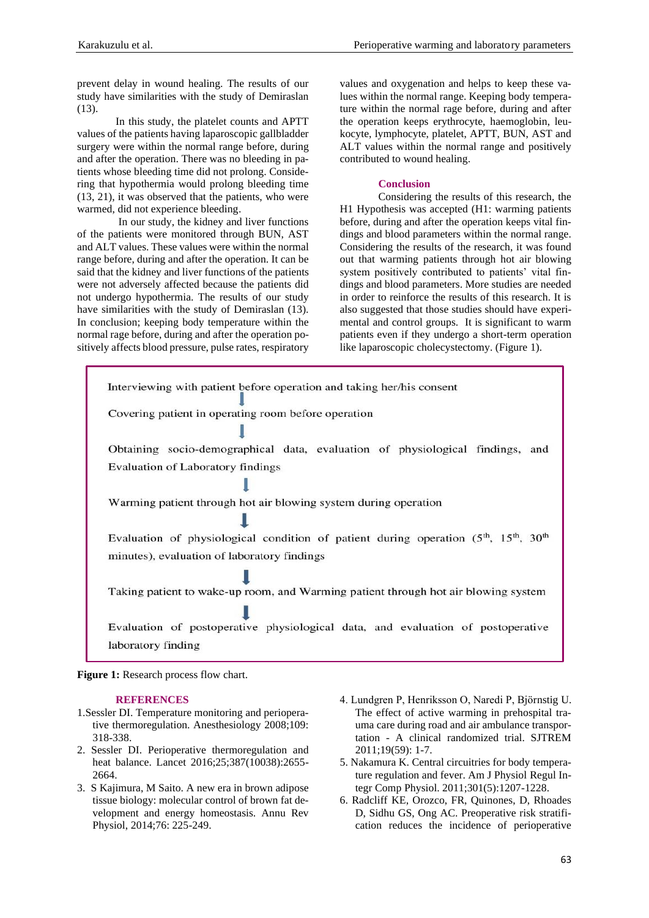prevent delay in wound healing. The results of our study have similarities with the study of Demiraslan (13).

In this study, the platelet counts and APTT values of the patients having laparoscopic gallbladder surgery were within the normal range before, during and after the operation. There was no bleeding in patients whose bleeding time did not prolong. Considering that hypothermia would prolong bleeding time (13, 21), it was observed that the patients, who were warmed, did not experience bleeding.

In our study, the kidney and liver functions of the patients were monitored through BUN, AST and ALT values. These values were within the normal range before, during and after the operation. It can be said that the kidney and liver functions of the patients were not adversely affected because the patients did not undergo hypothermia. The results of our study have similarities with the study of Demiraslan (13). In conclusion; keeping body temperature within the normal rage before, during and after the operation positively affects blood pressure, pulse rates, respiratory values and oxygenation and helps to keep these values within the normal range. Keeping body temperature within the normal rage before, during and after the operation keeps erythrocyte, haemoglobin, leukocyte, lymphocyte, platelet, APTT, BUN, AST and ALT values within the normal range and positively contributed to wound healing.

## Conclusion

Considering the results of this research, the H1 Hypothesis was accepted (H1: warming patients before, during and after the operation keeps vital findings and blood parameters within the normal range. Considering the results of the research, it was found out that warming patients through hot air blowing system positively contributed to patients' vital findings and blood parameters. More studies are needed in order to reinforce the results of this research. It is also suggested that those studies should have experimental and control groups. It is significant to warm patients even if they undergo a short-term operation like laparoscopic cholecystectomy. (Figure 1).

Interviewing with patient before operation and taking her/his consent

↓

Covering patient in operating room before operation

↓

Obtaining socio-demographical data, evaluation of physiological findings, and Evaluation of Laboratory findings

↓

Warming patient through hot air blowing system during operation

↓

Evaluation of physiological condition of patient during operation (5th, 15th, 30th minutes), evaluation of laboratory findings

↓

Taking patient to wake-up room, and Warming patient through hot air blowing system

↓

Evaluation of postoperative physiological data, and evaluation of postoperative laboratory finding

**Figure 1:** Research process flow chart.

## REFERENCES

1. Sessler DI. Temperature monitoring and perioperative thermoregulation. Anesthesiology 2008;109: 318-338.
2. Sessler DI. Perioperative thermoregulation and heat balance. Lancet 2016;25;387(10038):2655-2664.
3. S Kajimura, M Saito. A new era in brown adipose tissue biology: molecular control of brown fat development and energy homeostasis. Annu Rev Physiol, 2014;76: 225-249.
4. Lundgren P, Henriksson O, Naredi P, Björnstig U. The effect of active warming in prehospital trauma care during road and air ambulance transportation - A clinical randomized trial. SJTREM 2011;19(59): 1-7.
5. Nakamura K. Central circuitries for body temperature regulation and fever. Am J Physiol Regul Integr Comp Physiol. 2011;301(5):1207-1228.
6. Radcliff KE, Orozco, FR, Quinones, D, Rhoades D, Sidhu GS, Ong AC. Preoperative risk stratification reduces the incidence of perioperative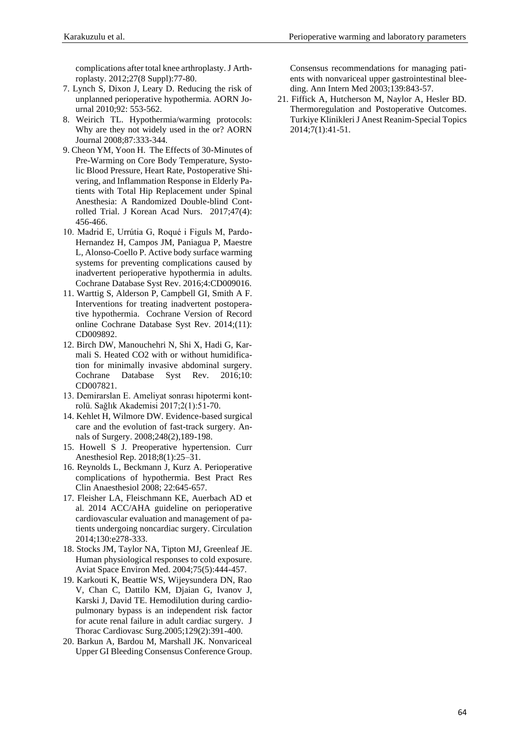complications after total knee arthroplasty. J Arthroplasty. 2012;27(8 Suppl):77-80.

7. Lynch S, Dixon J, Leary D. Reducing the risk of unplanned perioperative hypothermia. AORN Journal 2010;92: 553-562.
8. Weirich TL. Hypothermia/warming protocols: Why are they not widely used in the or? AORN Journal 2008;87:333-344.
9. Cheon YM, Yoon H. The Effects of 30-Minutes of Pre-Warming on Core Body Temperature, Systolic Blood Pressure, Heart Rate, Postoperative Shivering, and Inflammation Response in Elderly Patients with Total Hip Replacement under Spinal Anesthesia: A Randomized Double-blind Controlled Trial. J Korean Acad Nurs. 2017;47(4): 456-466.
10. Madrid E, Urrútia G, Roqué i Figuls M, Pardo-Hernandez H, Campos JM, Paniagua P, Maestre L, Alonso-Coello P. Active body surface warming systems for preventing complications caused by inadvertent perioperative hypothermia in adults. Cochrane Database Syst Rev. 2016;4:CD009016.
11. Warttig S, Alderson P, Campbell GI, Smith A F. Interventions for treating inadvertent postoperative hypothermia. Cochrane Version of Record online Cochrane Database Syst Rev. 2014;(11): CD009892.
12. Birch DW, Manouchehri N, Shi X, Hadi G, Karmali S. Heated CO2 with or without humidification for minimally invasive abdominal surgery. Cochrane Database Syst Rev. 2016;10: CD007821.
13. Demirarslan E. Ameliyat sonrası hipotermi kontrolü. Sağlık Akademisi 2017;2(1):51-70.
14. Kehlet H, Wilmore DW. Evidence-based surgical care and the evolution of fast-track surgery. Annals of Surgery. 2008;248(2),189-198.
15. Howell S J. Preoperative hypertension. Curr Anesthesiol Rep. 2018;8(1):25–31.
16. Reynolds L, Beckmann J, Kurz A. Perioperative complications of hypothermia. Best Pract Res Clin Anaesthesiol 2008; 22:645-657.
17. Fleisher LA, Fleischmann KE, Auerbach AD et al. 2014 ACC/AHA guideline on perioperative cardiovascular evaluation and management of patients undergoing noncardiac surgery. Circulation 2014;130:e278-333.
18. Stocks JM, Taylor NA, Tipton MJ, Greenleaf JE. Human physiological responses to cold exposure. Aviat Space Environ Med. 2004;75(5):444-457.
19. Karkouti K, Beattie WS, Wijeysundera DN, Rao V, Chan C, Dattilo KM, Djaian G, Ivanov J, Karski J, David TE. Hemodilution during cardiopulmonary bypass is an independent risk factor for acute renal failure in adult cardiac surgery. J Thorac Cardiovasc Surg.2005;129(2):391-400.
20. Barkun A, Bardou M, Marshall JK. Nonvariceal Upper GI Bleeding Consensus Conference Group. Consensus recommendations for managing patients with nonvariceal upper gastrointestinal bleeding. Ann Intern Med 2003;139:843-57.
21. Fiffick A, Hutcherson M, Naylor A, Hesler BD. Thermoregulation and Postoperative Outcomes. Turkiye Klinikleri J Anest Reanim-Special Topics 2014;7(1):41-51.